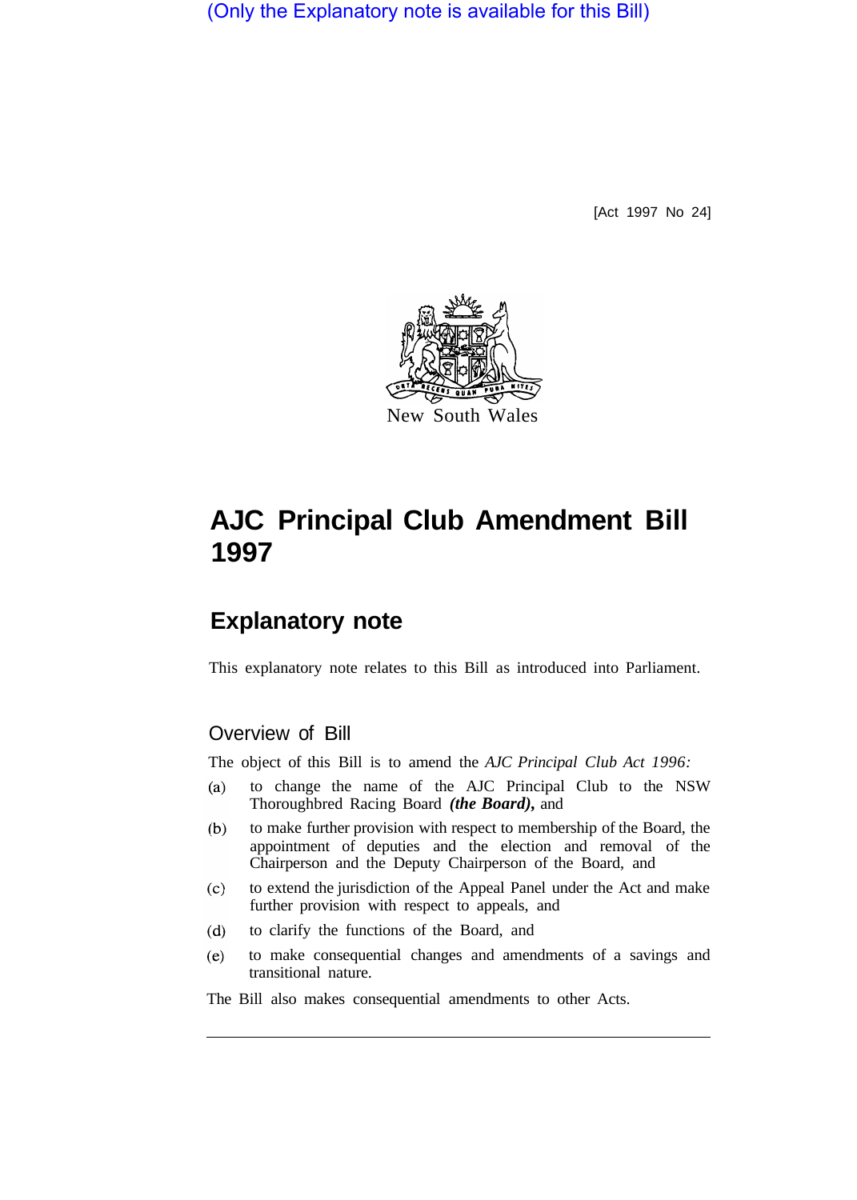(Only the Explanatory note is available for this Bill)

[Act 1997 No 24]

New South Wales

# AJC Principal Club Amendment Bill 1997

## Explanatory note

This explanatory note relates to this Bill as introduced into Parliament.

### Overview of Bill

The object of this Bill is to amend the *AJC Principal Club Act 1996:*

(a) to change the name of the AJC Principal Club to the NSW Thoroughbred Racing Board ***(the Board)***, and

(b) to make further provision with respect to membership of the Board, the appointment of deputies and the election and removal of the Chairperson and the Deputy Chairperson of the Board, and

(c) to extend the jurisdiction of the Appeal Panel under the Act and make further provision with respect to appeals, and

(d) to clarify the functions of the Board, and

(e) to make consequential changes and amendments of a savings and transitional nature.

The Bill also makes consequential amendments to other Acts.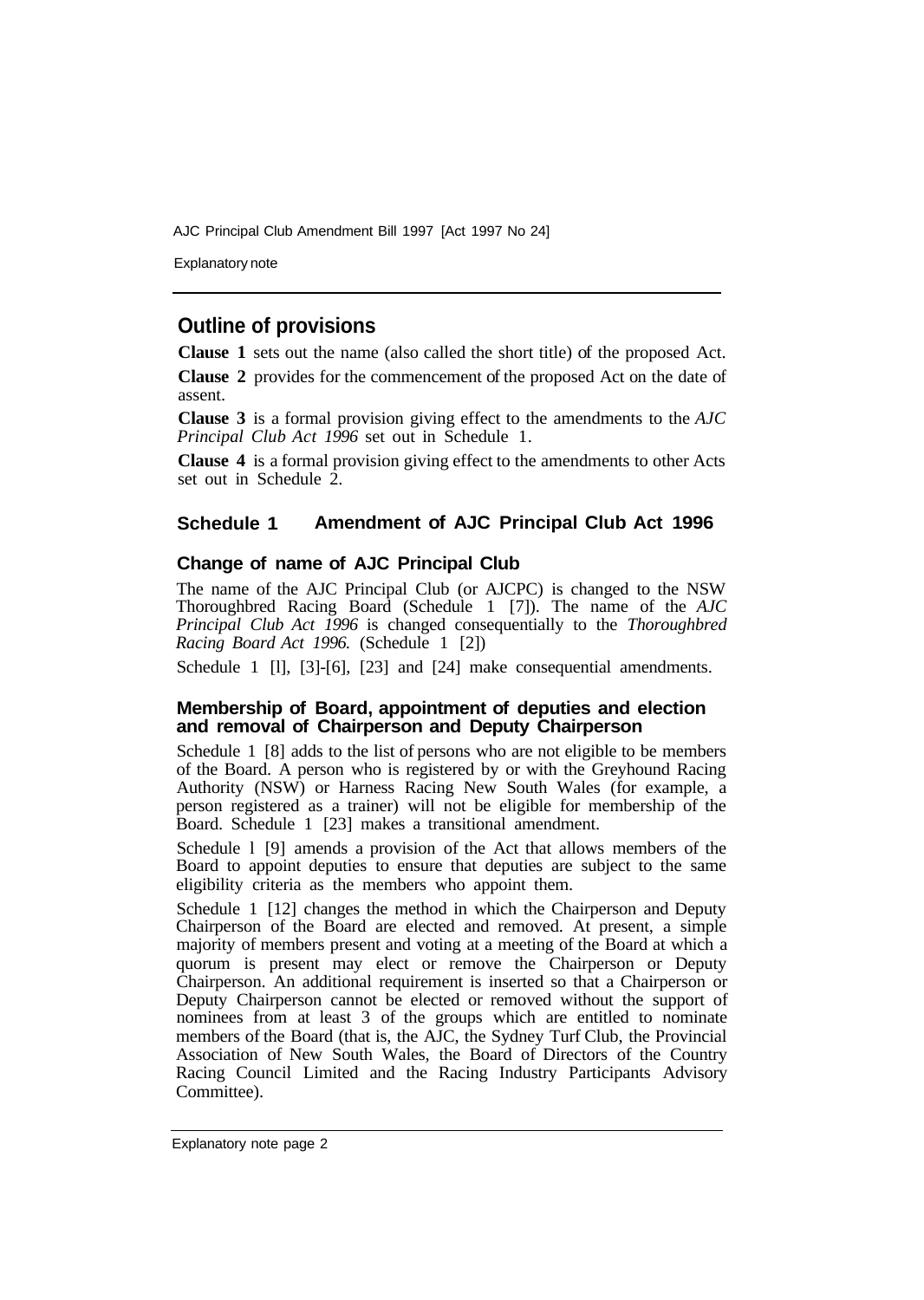## Outline of provisions

**Clause 1** sets out the name (also called the short title) of the proposed Act.

**Clause 2** provides for the commencement of the proposed Act on the date of assent.

**Clause 3** is a formal provision giving effect to the amendments to the *AJC Principal Club Act 1996* set out in Schedule 1.

**Clause 4** is a formal provision giving effect to the amendments to other Acts set out in Schedule 2.

## Schedule 1 Amendment of AJC Principal Club Act 1996

### Change of name of AJC Principal Club

The name of the AJC Principal Club (or AJCPC) is changed to the NSW Thoroughbred Racing Board (Schedule 1 [7]). The name of the *AJC Principal Club Act 1996* is changed consequentially to the *Thoroughbred Racing Board Act 1996.* (Schedule 1 [2])

Schedule 1 [l], [3]-[6], [23] and [24] make consequential amendments.

### Membership of Board, appointment of deputies and election and removal of Chairperson and Deputy Chairperson

Schedule 1 [8] adds to the list of persons who are not eligible to be members of the Board. A person who is registered by or with the Greyhound Racing Authority (NSW) or Harness Racing New South Wales (for example, a person registered as a trainer) will not be eligible for membership of the Board. Schedule 1 [23] makes a transitional amendment.

Schedule l [9] amends a provision of the Act that allows members of the Board to appoint deputies to ensure that deputies are subject to the same eligibility criteria as the members who appoint them.

Schedule 1 [12] changes the method in which the Chairperson and Deputy Chairperson of the Board are elected and removed. At present, a simple majority of members present and voting at a meeting of the Board at which a quorum is present may elect or remove the Chairperson or Deputy Chairperson. An additional requirement is inserted so that a Chairperson or Deputy Chairperson cannot be elected or removed without the support of nominees from at least 3 of the groups which are entitled to nominate members of the Board (that is, the AJC, the Sydney Turf Club, the Provincial Association of New South Wales, the Board of Directors of the Country Racing Council Limited and the Racing Industry Participants Advisory Committee).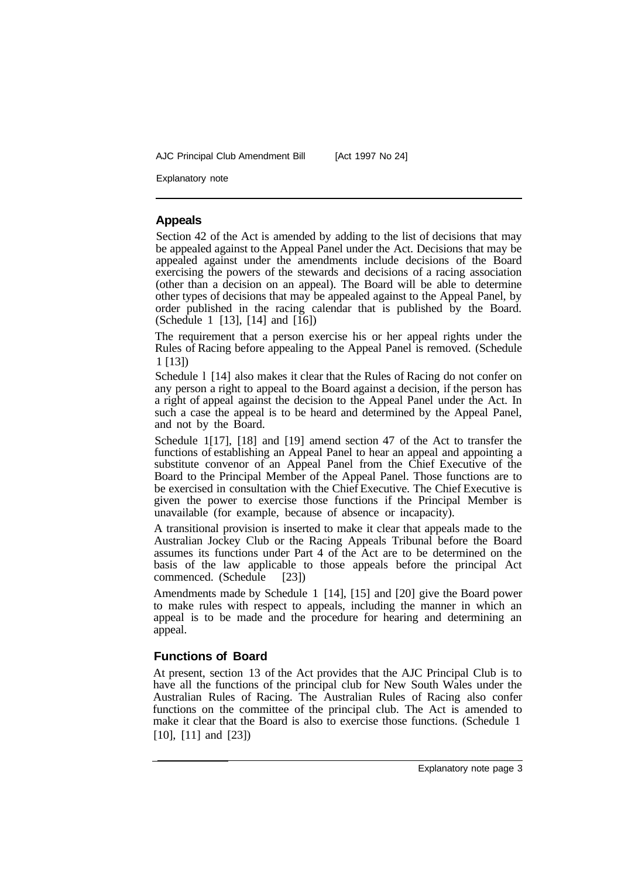## Appeals

Section 42 of the Act is amended by adding to the list of decisions that may be appealed against to the Appeal Panel under the Act. Decisions that may be appealed against under the amendments include decisions of the Board exercising the powers of the stewards and decisions of a racing association (other than a decision on an appeal). The Board will be able to determine other types of decisions that may be appealed against to the Appeal Panel, by order published in the racing calendar that is published by the Board. (Schedule 1 [13], [14] and [16])

The requirement that a person exercise his or her appeal rights under the Rules of Racing before appealing to the Appeal Panel is removed. (Schedule 1 [13])

Schedule 1 [14] also makes it clear that the Rules of Racing do not confer on any person a right to appeal to the Board against a decision, if the person has a right of appeal against the decision to the Appeal Panel under the Act. In such a case the appeal is to be heard and determined by the Appeal Panel, and not by the Board.

Schedule 1[17], [18] and [19] amend section 47 of the Act to transfer the functions of establishing an Appeal Panel to hear an appeal and appointing a substitute convenor of an Appeal Panel from the Chief Executive of the Board to the Principal Member of the Appeal Panel. Those functions are to be exercised in consultation with the Chief Executive. The Chief Executive is given the power to exercise those functions if the Principal Member is unavailable (for example, because of absence or incapacity).

A transitional provision is inserted to make it clear that appeals made to the Australian Jockey Club or the Racing Appeals Tribunal before the Board assumes its functions under Part 4 of the Act are to be determined on the basis of the law applicable to those appeals before the principal Act commenced. (Schedule [23])

Amendments made by Schedule 1 [14], [15] and [20] give the Board power to make rules with respect to appeals, including the manner in which an appeal is to be made and the procedure for hearing and determining an appeal.

## Functions of Board

At present, section 13 of the Act provides that the AJC Principal Club is to have all the functions of the principal club for New South Wales under the Australian Rules of Racing. The Australian Rules of Racing also confer functions on the committee of the principal club. The Act is amended to make it clear that the Board is also to exercise those functions. (Schedule 1 [10], [11] and [23])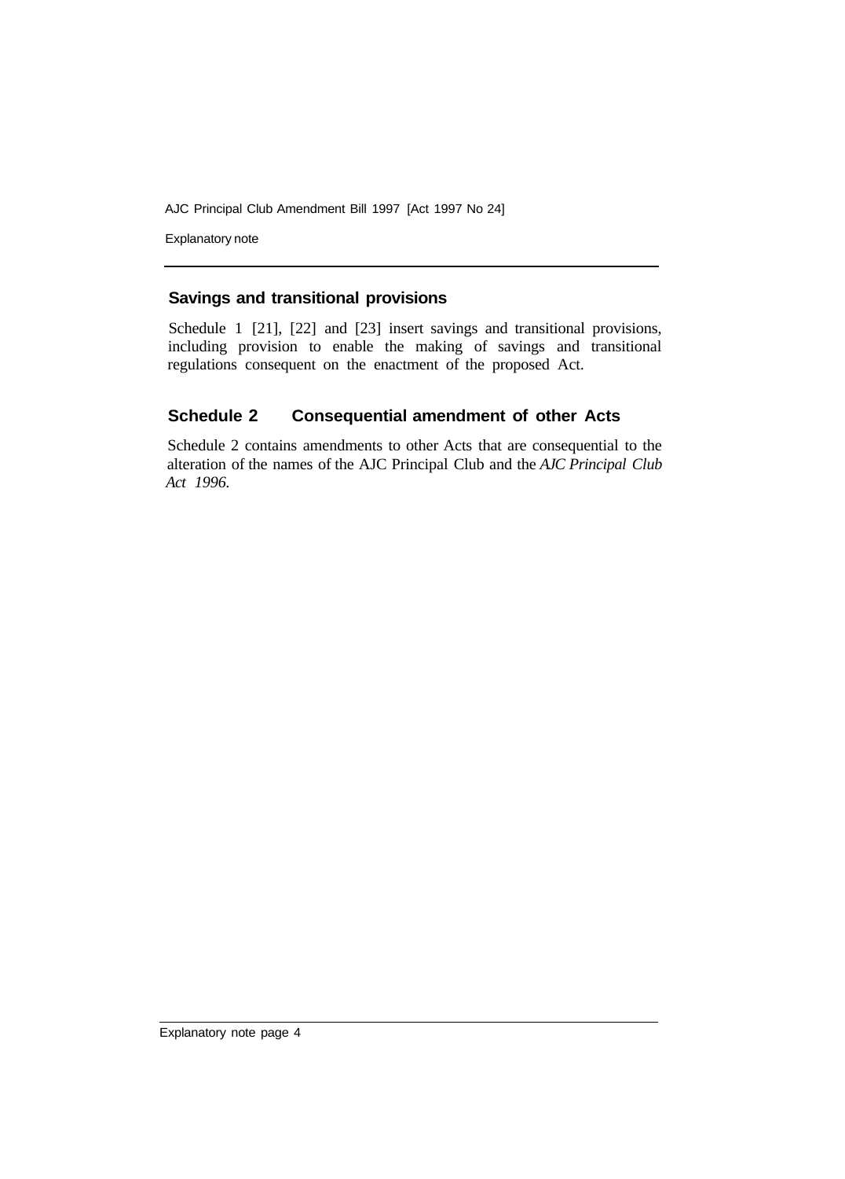## Savings and transitional provisions

Schedule 1 [21], [22] and [23] insert savings and transitional provisions, including provision to enable the making of savings and transitional regulations consequent on the enactment of the proposed Act.

## Schedule 2 Consequential amendment of other Acts

Schedule 2 contains amendments to other Acts that are consequential to the alteration of the names of the AJC Principal Club and the *AJC Principal Club Act 1996*.